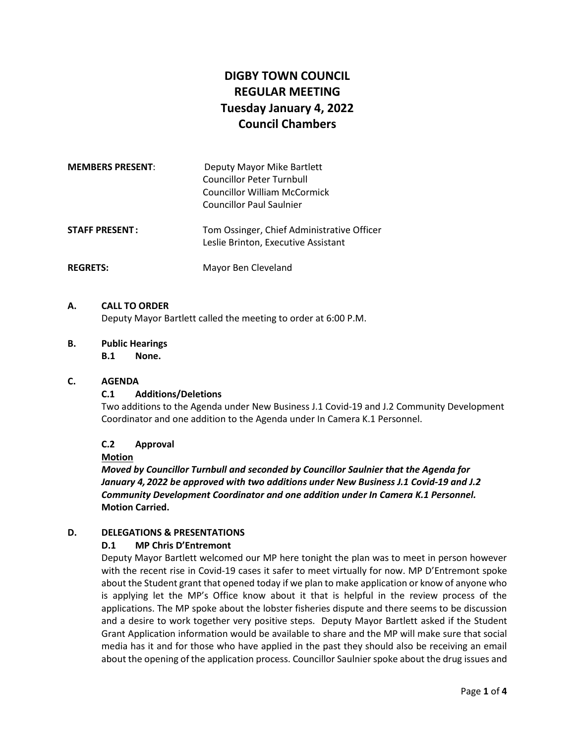# DIGBY TOWN COUNCIL
# REGULAR MEETING
# Tuesday January 4, 2022
# Council Chambers

**MEMBERS PRESENT**: Deputy Mayor Mike Bartlett
Councillor Peter Turnbull
Councillor William McCormick
Councillor Paul Saulnier

**STAFF PRESENT:** Tom Ossinger, Chief Administrative Officer
Leslie Brinton, Executive Assistant

**REGRETS:** Mayor Ben Cleveland

## A. CALL TO ORDER

Deputy Mayor Bartlett called the meeting to order at 6:00 P.M.

## B. Public Hearings

**B.1 None.**

## C. AGENDA

### C.1 Additions/Deletions

Two additions to the Agenda under New Business J.1 Covid-19 and J.2 Community Development Coordinator and one addition to the Agenda under In Camera K.1 Personnel.

### C.2 Approval

**Motion**

***Moved by Councillor Turnbull and seconded by Councillor Saulnier that the Agenda for January 4, 2022 be approved with two additions under New Business J.1 Covid-19 and J.2 Community Development Coordinator and one addition under In Camera K.1 Personnel.***
**Motion Carried.**

## D. DELEGATIONS & PRESENTATIONS

### D.1 MP Chris D'Entremont

Deputy Mayor Bartlett welcomed our MP here tonight the plan was to meet in person however with the recent rise in Covid-19 cases it safer to meet virtually for now. MP D'Entremont spoke about the Student grant that opened today if we plan to make application or know of anyone who is applying let the MP's Office know about it that is helpful in the review process of the applications. The MP spoke about the lobster fisheries dispute and there seems to be discussion and a desire to work together very positive steps. Deputy Mayor Bartlett asked if the Student Grant Application information would be available to share and the MP will make sure that social media has it and for those who have applied in the past they should also be receiving an email about the opening of the application process. Councillor Saulnier spoke about the drug issues and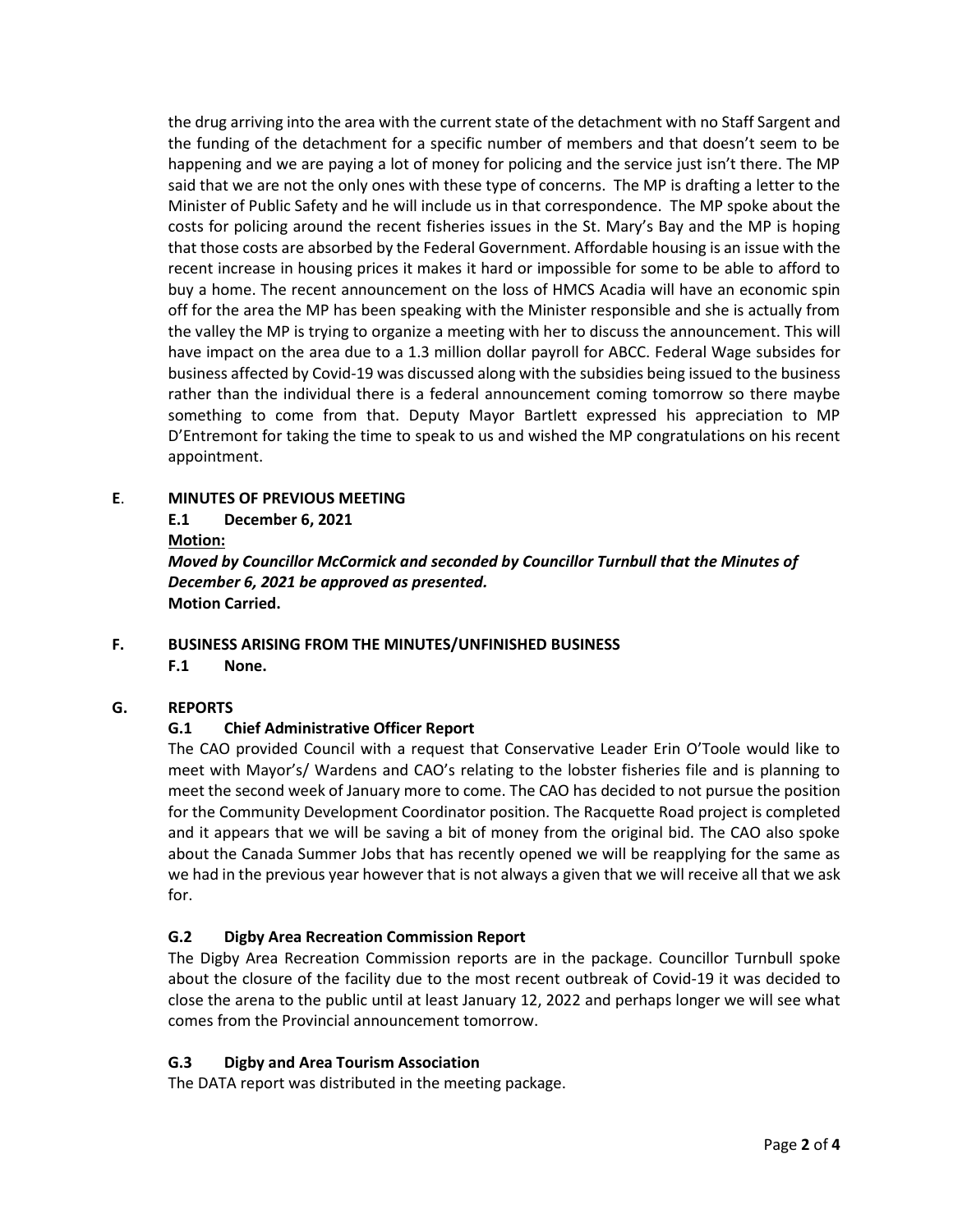the drug arriving into the area with the current state of the detachment with no Staff Sargent and the funding of the detachment for a specific number of members and that doesn't seem to be happening and we are paying a lot of money for policing and the service just isn't there. The MP said that we are not the only ones with these type of concerns. The MP is drafting a letter to the Minister of Public Safety and he will include us in that correspondence. The MP spoke about the costs for policing around the recent fisheries issues in the St. Mary's Bay and the MP is hoping that those costs are absorbed by the Federal Government. Affordable housing is an issue with the recent increase in housing prices it makes it hard or impossible for some to be able to afford to buy a home. The recent announcement on the loss of HMCS Acadia will have an economic spin off for the area the MP has been speaking with the Minister responsible and she is actually from the valley the MP is trying to organize a meeting with her to discuss the announcement. This will have impact on the area due to a 1.3 million dollar payroll for ABCC. Federal Wage subsides for business affected by Covid-19 was discussed along with the subsidies being issued to the business rather than the individual there is a federal announcement coming tomorrow so there maybe something to come from that. Deputy Mayor Bartlett expressed his appreciation to MP D'Entremont for taking the time to speak to us and wished the MP congratulations on his recent appointment.

**E. MINUTES OF PREVIOUS MEETING**

**E.1 December 6, 2021**

**Motion:**

***Moved by Councillor McCormick and seconded by Councillor Turnbull that the Minutes of December 6, 2021 be approved as presented.***

**Motion Carried.**

**F. BUSINESS ARISING FROM THE MINUTES/UNFINISHED BUSINESS**

**F.1 None.**

**G. REPORTS**

**G.1 Chief Administrative Officer Report**

The CAO provided Council with a request that Conservative Leader Erin O'Toole would like to meet with Mayor's/ Wardens and CAO's relating to the lobster fisheries file and is planning to meet the second week of January more to come. The CAO has decided to not pursue the position for the Community Development Coordinator position. The Racquette Road project is completed and it appears that we will be saving a bit of money from the original bid. The CAO also spoke about the Canada Summer Jobs that has recently opened we will be reapplying for the same as we had in the previous year however that is not always a given that we will receive all that we ask for.

**G.2 Digby Area Recreation Commission Report**

The Digby Area Recreation Commission reports are in the package. Councillor Turnbull spoke about the closure of the facility due to the most recent outbreak of Covid-19 it was decided to close the arena to the public until at least January 12, 2022 and perhaps longer we will see what comes from the Provincial announcement tomorrow.

**G.3 Digby and Area Tourism Association**

The DATA report was distributed in the meeting package.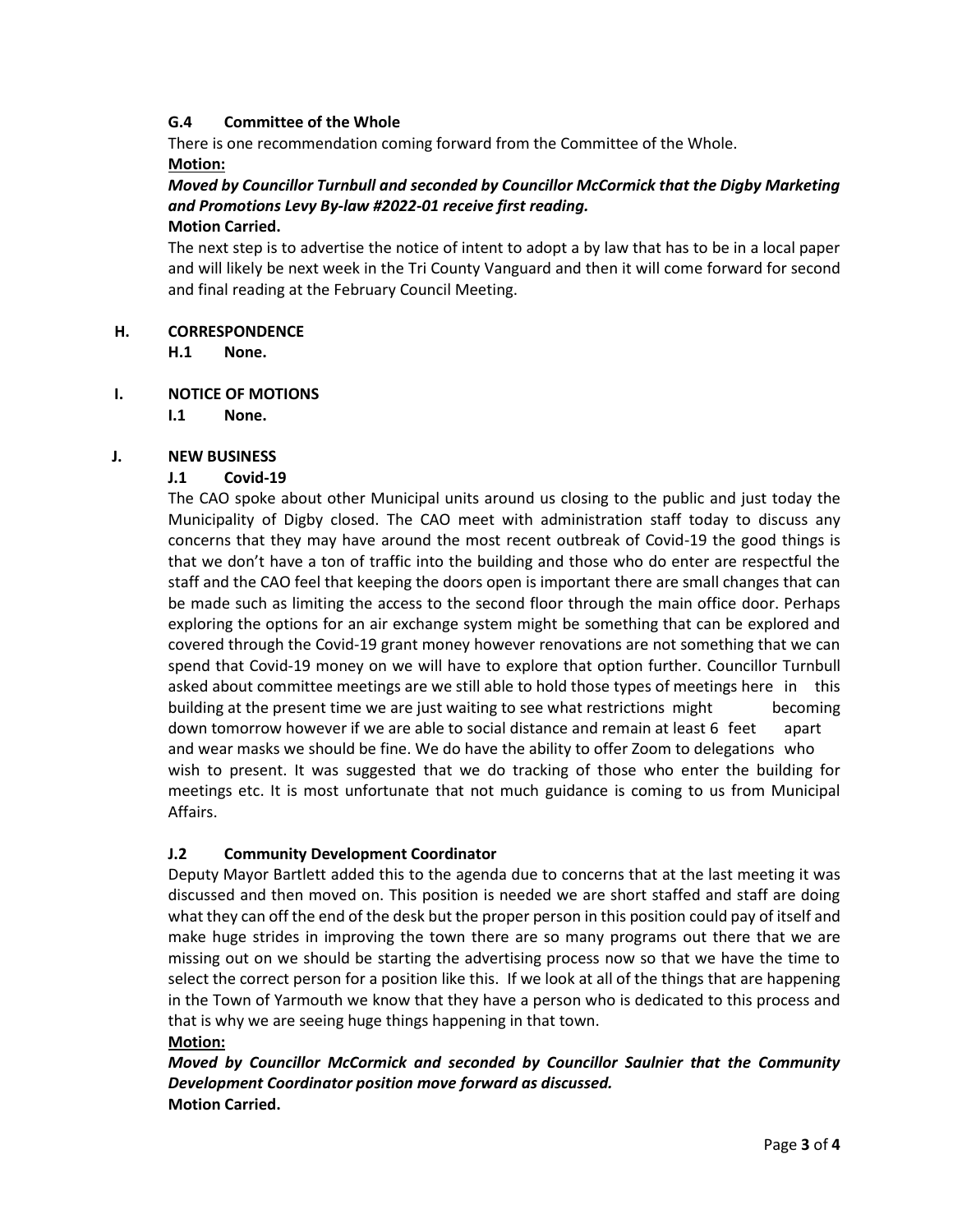**G.4 Committee of the Whole**

There is one recommendation coming forward from the Committee of the Whole.

**Motion:**

***Moved by Councillor Turnbull and seconded by Councillor McCormick that the Digby Marketing and Promotions Levy By-law #2022-01 receive first reading.***

**Motion Carried.**

The next step is to advertise the notice of intent to adopt a by law that has to be in a local paper and will likely be next week in the Tri County Vanguard and then it will come forward for second and final reading at the February Council Meeting.

## H. CORRESPONDENCE

**H.1 None.**

## I. NOTICE OF MOTIONS

**I.1 None.**

## J. NEW BUSINESS

**J.1 Covid-19**

The CAO spoke about other Municipal units around us closing to the public and just today the Municipality of Digby closed. The CAO meet with administration staff today to discuss any concerns that they may have around the most recent outbreak of Covid-19 the good things is that we don't have a ton of traffic into the building and those who do enter are respectful the staff and the CAO feel that keeping the doors open is important there are small changes that can be made such as limiting the access to the second floor through the main office door. Perhaps exploring the options for an air exchange system might be something that can be explored and covered through the Covid-19 grant money however renovations are not something that we can spend that Covid-19 money on we will have to explore that option further. Councillor Turnbull asked about committee meetings are we still able to hold those types of meetings here in this building at the present time we are just waiting to see what restrictions might becoming down tomorrow however if we are able to social distance and remain at least 6 feet apart and wear masks we should be fine. We do have the ability to offer Zoom to delegations who wish to present. It was suggested that we do tracking of those who enter the building for meetings etc. It is most unfortunate that not much guidance is coming to us from Municipal Affairs.

**J.2 Community Development Coordinator**

Deputy Mayor Bartlett added this to the agenda due to concerns that at the last meeting it was discussed and then moved on. This position is needed we are short staffed and staff are doing what they can off the end of the desk but the proper person in this position could pay of itself and make huge strides in improving the town there are so many programs out there that we are missing out on we should be starting the advertising process now so that we have the time to select the correct person for a position like this. If we look at all of the things that are happening in the Town of Yarmouth we know that they have a person who is dedicated to this process and that is why we are seeing huge things happening in that town.

**Motion:**

***Moved by Councillor McCormick and seconded by Councillor Saulnier that the Community Development Coordinator position move forward as discussed.***

**Motion Carried.**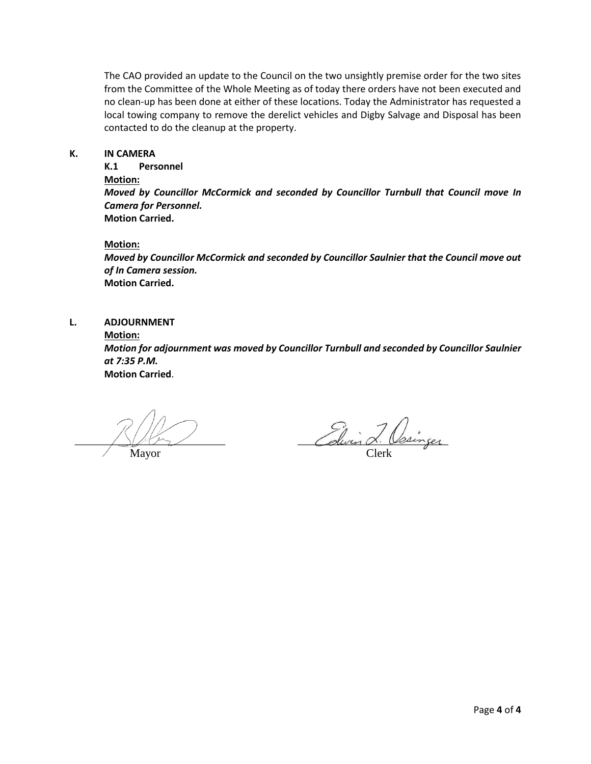The CAO provided an update to the Council on the two unsightly premise order for the two sites from the Committee of the Whole Meeting as of today there orders have not been executed and no clean-up has been done at either of these locations. Today the Administrator has requested a local towing company to remove the derelict vehicles and Digby Salvage and Disposal has been contacted to do the cleanup at the property.

## K. IN CAMERA

### K.1 Personnel

**Motion:**

***Moved by Councillor McCormick and seconded by Councillor Turnbull that Council move In Camera for Personnel.***

**Motion Carried.**

**Motion:**

***Moved by Councillor McCormick and seconded by Councillor Saulnier that the Council move out of In Camera session.***

**Motion Carried.**

## L. ADJOURNMENT

**Motion:**

***Motion for adjournment was moved by Councillor Turnbull and seconded by Councillor Saulnier at 7:35 P.M.***

**Motion Carried**.

Mayor

Clerk